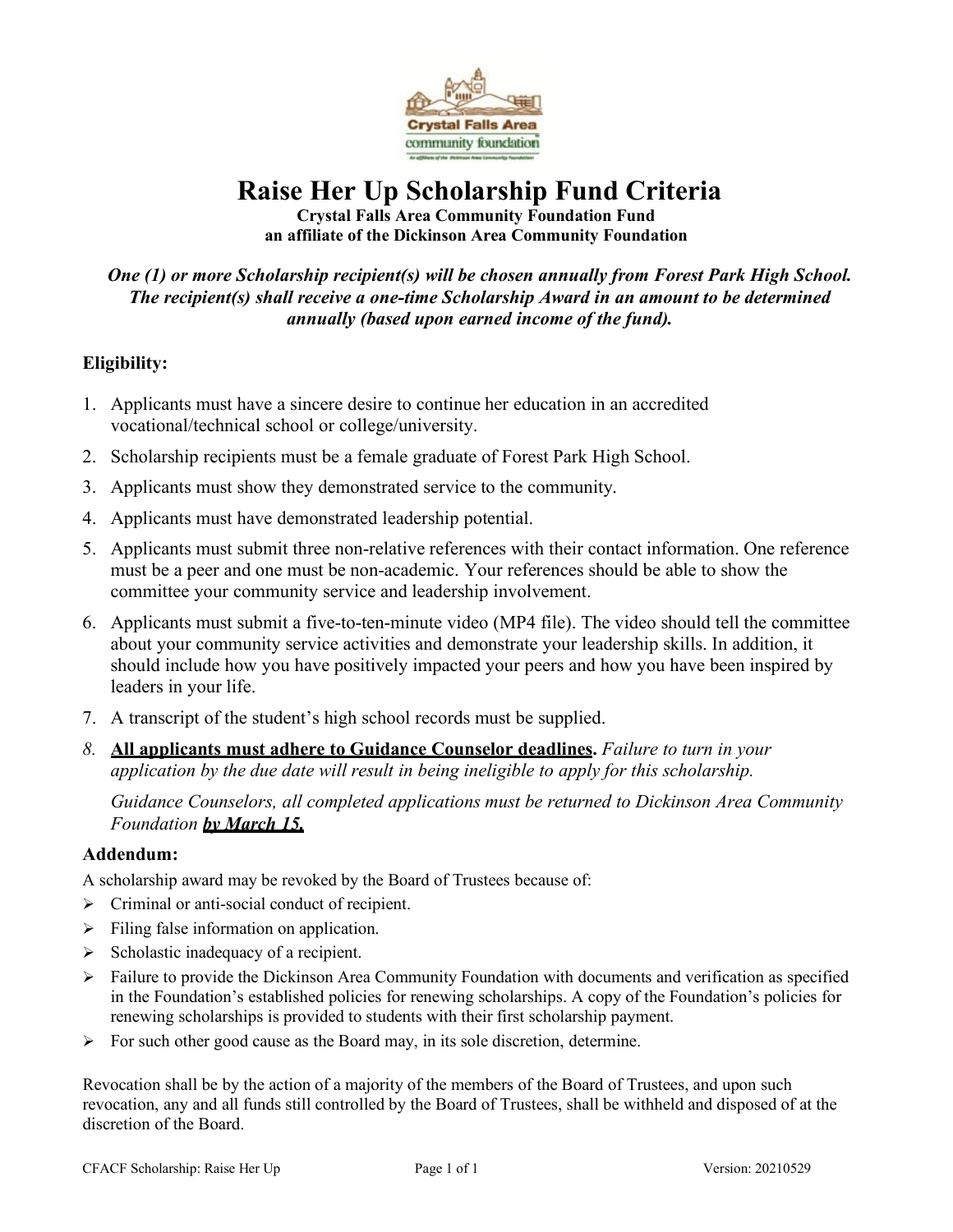# Raise Her Up Scholarship Fund Criteria

**Crystal Falls Area Community Foundation Fund**
**an affiliate of the Dickinson Area Community Foundation**

***One (1) or more Scholarship recipient(s) will be chosen annually from Forest Park High School. The recipient(s) shall receive a one-time Scholarship Award in an amount to be determined annually (based upon earned income of the fund).***

**Eligibility:**

1. Applicants must have a sincere desire to continue her education in an accredited vocational/technical school or college/university.
2. Scholarship recipients must be a female graduate of Forest Park High School.
3. Applicants must show they demonstrated service to the community.
4. Applicants must have demonstrated leadership potential.
5. Applicants must submit three non-relative references with their contact information. One reference must be a peer and one must be non-academic. Your references should be able to show the committee your community service and leadership involvement.
6. Applicants must submit a five-to-ten-minute video (MP4 file). The video should tell the committee about your community service activities and demonstrate your leadership skills. In addition, it should include how you have positively impacted your peers and how you have been inspired by leaders in your life.
7. A transcript of the student's high school records must be supplied.
8. **<u>All applicants must adhere to Guidance Counselor deadlines</u>.** *Failure to turn in your application by the due date will result in being ineligible to apply for this scholarship.*

   *Guidance Counselors, all completed applications must be returned to Dickinson Area Community Foundation* ***<u>by March 15.</u>***

**Addendum:**

A scholarship award may be revoked by the Board of Trustees because of:

- Criminal or anti-social conduct of recipient.
- Filing false information on application.
- Scholastic inadequacy of a recipient.
- Failure to provide the Dickinson Area Community Foundation with documents and verification as specified in the Foundation's established policies for renewing scholarships. A copy of the Foundation's policies for renewing scholarships is provided to students with their first scholarship payment.
- For such other good cause as the Board may, in its sole discretion, determine.

Revocation shall be by the action of a majority of the members of the Board of Trustees, and upon such revocation, any and all funds still controlled by the Board of Trustees, shall be withheld and disposed of at the discretion of the Board.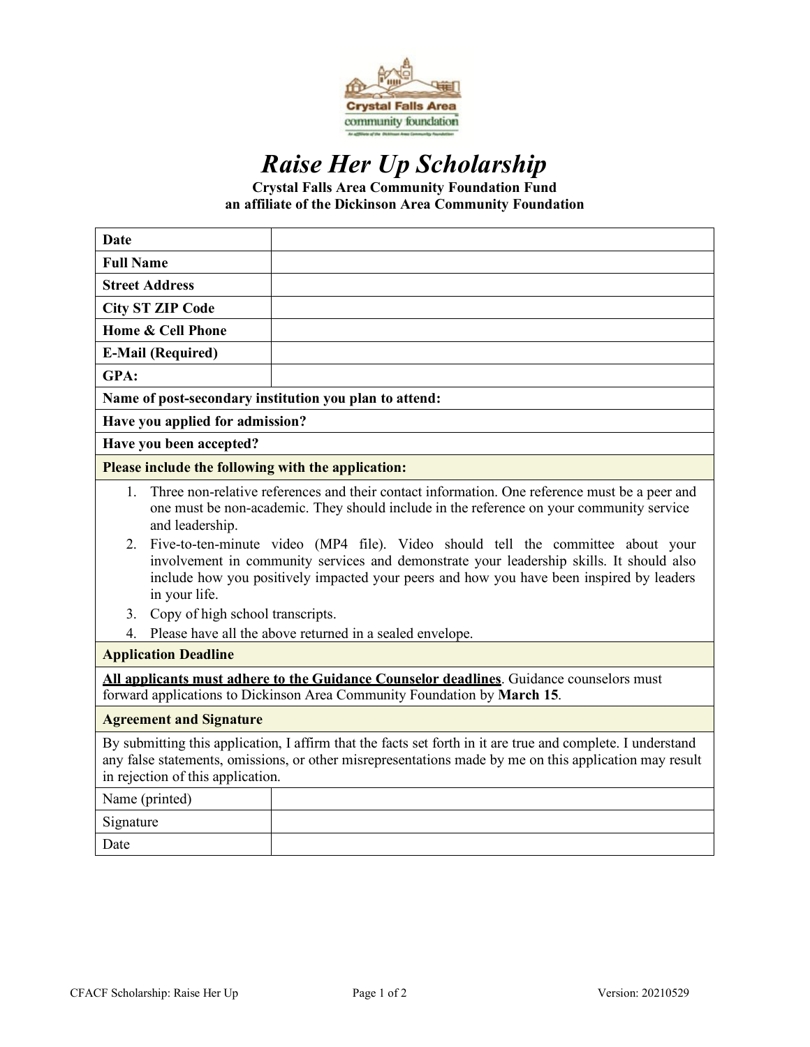# *Raise Her Up Scholarship*

**Crystal Falls Area Community Foundation Fund**
**an affiliate of the Dickinson Area Community Foundation**

| | |
|---|---|
| **Date** | |
| **Full Name** | |
| **Street Address** | |
| **City ST ZIP Code** | |
| **Home & Cell Phone** | |
| **E-Mail (Required)** | |
| **GPA:** | |
| **Name of post-secondary institution you plan to attend:** | |
| **Have you applied for admission?** | |
| **Have you been accepted?** | |

**Please include the following with the application:**

1. Three non-relative references and their contact information. One reference must be a peer and one must be non-academic. They should include in the reference on your community service and leadership.
2. Five-to-ten-minute video (MP4 file). Video should tell the committee about your involvement in community services and demonstrate your leadership skills. It should also include how you positively impacted your peers and how you have been inspired by leaders in your life.
3. Copy of high school transcripts.
4. Please have all the above returned in a sealed envelope.

**Application Deadline**

**All applicants must adhere to the Guidance Counselor deadlines**. Guidance counselors must forward applications to Dickinson Area Community Foundation by **March 15**.

**Agreement and Signature**

By submitting this application, I affirm that the facts set forth in it are true and complete. I understand any false statements, omissions, or other misrepresentations made by me on this application may result in rejection of this application.

| | |
|---|---|
| Name (printed) | |
| Signature | |
| Date | |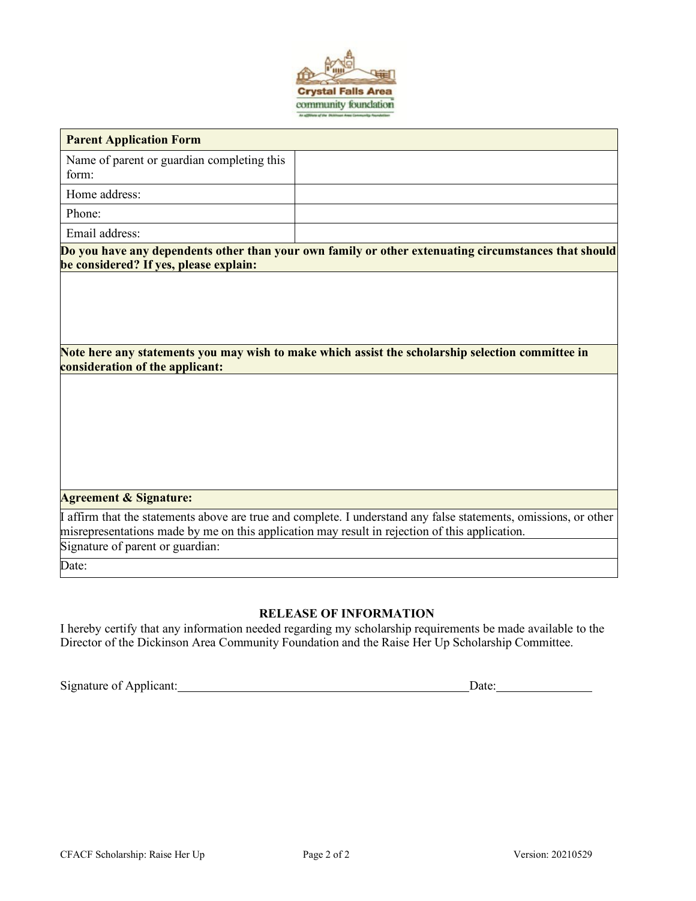Crystal Falls Area community foundation

An affiliate of the Dickinson Area Community Foundation

| **Parent Application Form** | |
|---|---|
| Name of parent or guardian completing this form: | |
| Home address: | |
| Phone: | |
| Email address: | |

**Do you have any dependents other than your own family or other extenuating circumstances that should be considered? If yes, please explain:**

**Note here any statements you may wish to make which assist the scholarship selection committee in consideration of the applicant:**

**Agreement & Signature:**

I affirm that the statements above are true and complete. I understand any false statements, omissions, or other misrepresentations made by me on this application may result in rejection of this application.

Signature of parent or guardian:

Date:

**RELEASE OF INFORMATION**

I hereby certify that any information needed regarding my scholarship requirements be made available to the Director of the Dickinson Area Community Foundation and the Raise Her Up Scholarship Committee.

Signature of Applicant:________________________________________________Date:_______________

CFACF Scholarship: Raise Her Up — Version: 20210529